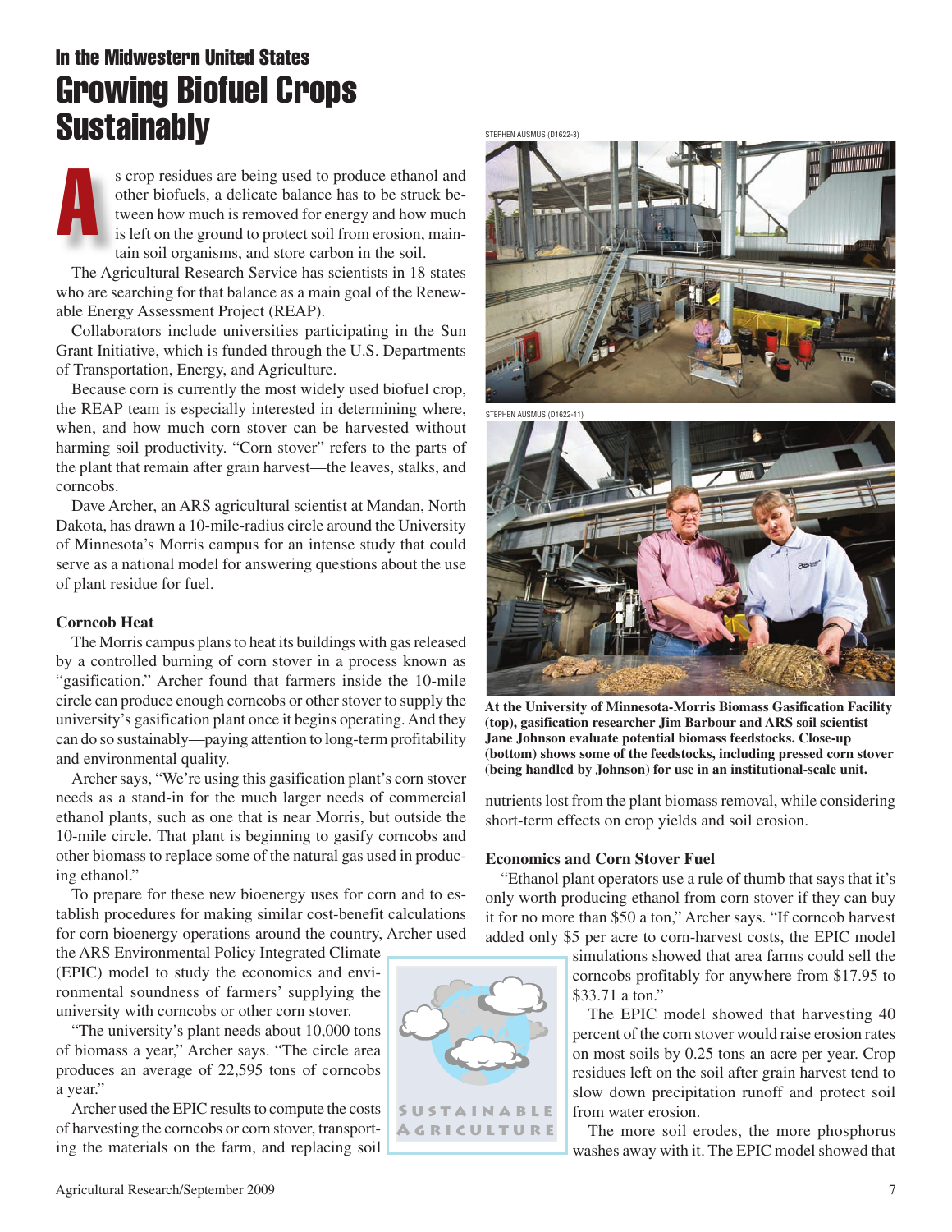## In the Midwestern United States

# Growing Biofuel Crops Sustainably

As crop residues are being used to produce ethanol and other biofuels, a delicate balance has to be struck between how much is removed for energy and how much is left on the ground to protect soil from erosion, maintain soil organisms, and store carbon in the soil.

The Agricultural Research Service has scientists in 18 states who are searching for that balance as a main goal of the Renewable Energy Assessment Project (REAP).

Collaborators include universities participating in the Sun Grant Initiative, which is funded through the U.S. Departments of Transportation, Energy, and Agriculture.

Because corn is currently the most widely used biofuel crop, the REAP team is especially interested in determining where, when, and how much corn stover can be harvested without harming soil productivity. "Corn stover" refers to the parts of the plant that remain after grain harvest—the leaves, stalks, and corncobs.

Dave Archer, an ARS agricultural scientist at Mandan, North Dakota, has drawn a 10-mile-radius circle around the University of Minnesota's Morris campus for an intense study that could serve as a national model for answering questions about the use of plant residue for fuel.

### Corncob Heat

The Morris campus plans to heat its buildings with gas released by a controlled burning of corn stover in a process known as "gasification." Archer found that farmers inside the 10-mile circle can produce enough corncobs or other stover to supply the university's gasification plant once it begins operating. And they can do so sustainably—paying attention to long-term profitability and environmental quality.

Archer says, "We're using this gasification plant's corn stover needs as a stand-in for the much larger needs of commercial ethanol plants, such as one that is near Morris, but outside the 10-mile circle. That plant is beginning to gasify corncobs and other biomass to replace some of the natural gas used in producing ethanol."

To prepare for these new bioenergy uses for corn and to establish procedures for making similar cost-benefit calculations for corn bioenergy operations around the country, Archer used the ARS Environmental Policy Integrated Climate (EPIC) model to study the economics and environmental soundness of farmers' supplying the university with corncobs or other corn stover.

"The university's plant needs about 10,000 tons of biomass a year," Archer says. "The circle area produces an average of 22,595 tons of corncobs a year."

Archer used the EPIC results to compute the costs of harvesting the corncobs or corn stover, transporting the materials on the farm, and replacing soil nutrients lost from the plant biomass removal, while considering short-term effects on crop yields and soil erosion.

STEPHEN AUSMUS (D1622-3)

STEPHEN AUSMUS (D1622-11)

**At the University of Minnesota-Morris Biomass Gasification Facility (top), gasification researcher Jim Barbour and ARS soil scientist Jane Johnson evaluate potential biomass feedstocks. Close-up (bottom) shows some of the feedstocks, including pressed corn stover (being handled by Johnson) for use in an institutional-scale unit.**

### Economics and Corn Stover Fuel

"Ethanol plant operators use a rule of thumb that says that it's only worth producing ethanol from corn stover if they can buy it for no more than $50 a ton," Archer says. "If corncob harvest added only $5 per acre to corn-harvest costs, the EPIC model simulations showed that area farms could sell the corncobs profitably for anywhere from $17.95 to $33.71 a ton."

The EPIC model showed that harvesting 40 percent of the corn stover would raise erosion rates on most soils by 0.25 tons an acre per year. Crop residues left on the soil after grain harvest tend to slow down precipitation runoff and protect soil from water erosion.

The more soil erodes, the more phosphorus washes away with it. The EPIC model showed that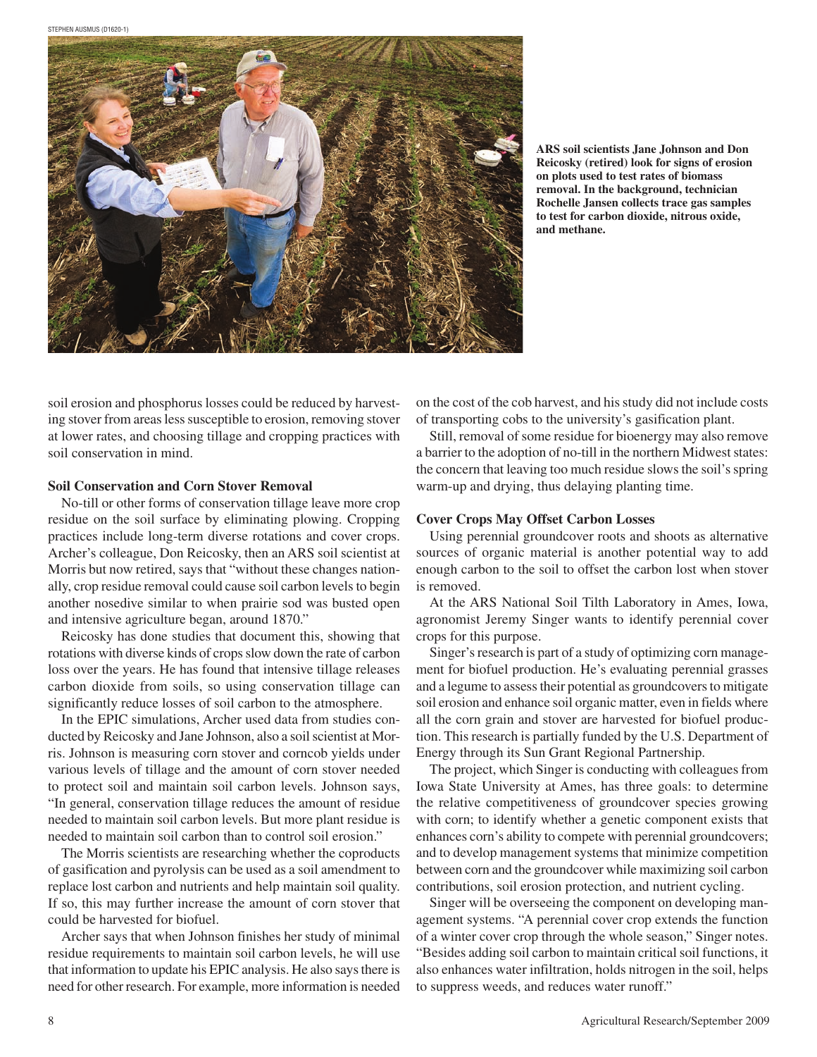STEPHEN AUSMUS (D1620-1)

ARS soil scientists Jane Johnson and Don Reicosky (retired) look for signs of erosion on plots used to test rates of biomass removal. In the background, technician Rochelle Jansen collects trace gas samples to test for carbon dioxide, nitrous oxide, and methane.

soil erosion and phosphorus losses could be reduced by harvesting stover from areas less susceptible to erosion, removing stover at lower rates, and choosing tillage and cropping practices with soil conservation in mind.

## Soil Conservation and Corn Stover Removal

No-till or other forms of conservation tillage leave more crop residue on the soil surface by eliminating plowing. Cropping practices include long-term diverse rotations and cover crops. Archer's colleague, Don Reicosky, then an ARS soil scientist at Morris but now retired, says that "without these changes nationally, crop residue removal could cause soil carbon levels to begin another nosedive similar to when prairie sod was busted open and intensive agriculture began, around 1870."

Reicosky has done studies that document this, showing that rotations with diverse kinds of crops slow down the rate of carbon loss over the years. He has found that intensive tillage releases carbon dioxide from soils, so using conservation tillage can significantly reduce losses of soil carbon to the atmosphere.

In the EPIC simulations, Archer used data from studies conducted by Reicosky and Jane Johnson, also a soil scientist at Morris. Johnson is measuring corn stover and corncob yields under various levels of tillage and the amount of corn stover needed to protect soil and maintain soil carbon levels. Johnson says, "In general, conservation tillage reduces the amount of residue needed to maintain soil carbon levels. But more plant residue is needed to maintain soil carbon than to control soil erosion."

The Morris scientists are researching whether the coproducts of gasification and pyrolysis can be used as a soil amendment to replace lost carbon and nutrients and help maintain soil quality. If so, this may further increase the amount of corn stover that could be harvested for biofuel.

Archer says that when Johnson finishes her study of minimal residue requirements to maintain soil carbon levels, he will use that information to update his EPIC analysis. He also says there is need for other research. For example, more information is needed on the cost of the cob harvest, and his study did not include costs of transporting cobs to the university's gasification plant.

Still, removal of some residue for bioenergy may also remove a barrier to the adoption of no-till in the northern Midwest states: the concern that leaving too much residue slows the soil's spring warm-up and drying, thus delaying planting time.

## Cover Crops May Offset Carbon Losses

Using perennial groundcover roots and shoots as alternative sources of organic material is another potential way to add enough carbon to the soil to offset the carbon lost when stover is removed.

At the ARS National Soil Tilth Laboratory in Ames, Iowa, agronomist Jeremy Singer wants to identify perennial cover crops for this purpose.

Singer's research is part of a study of optimizing corn management for biofuel production. He's evaluating perennial grasses and a legume to assess their potential as groundcovers to mitigate soil erosion and enhance soil organic matter, even in fields where all the corn grain and stover are harvested for biofuel production. This research is partially funded by the U.S. Department of Energy through its Sun Grant Regional Partnership.

The project, which Singer is conducting with colleagues from Iowa State University at Ames, has three goals: to determine the relative competitiveness of groundcover species growing with corn; to identify whether a genetic component exists that enhances corn's ability to compete with perennial groundcovers; and to develop management systems that minimize competition between corn and the groundcover while maximizing soil carbon contributions, soil erosion protection, and nutrient cycling.

Singer will be overseeing the component on developing management systems. "A perennial cover crop extends the function of a winter cover crop through the whole season," Singer notes. "Besides adding soil carbon to maintain critical soil functions, it also enhances water infiltration, holds nitrogen in the soil, helps to suppress weeds, and reduces water runoff."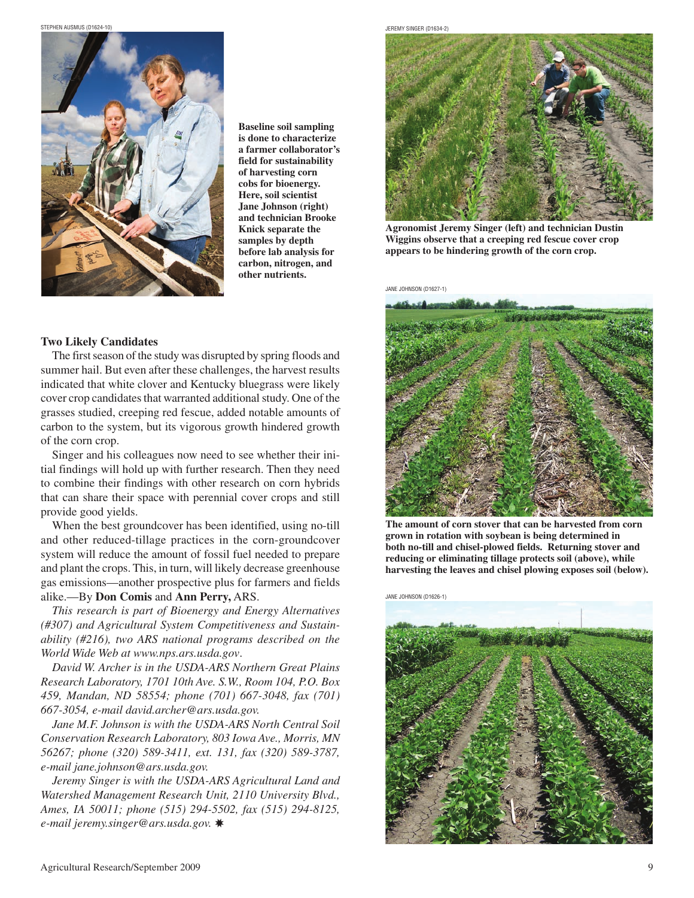Baseline soil sampling is done to characterize a farmer collaborator's field for sustainability of harvesting corn cobs for bioenergy. Here, soil scientist Jane Johnson (right) and technician Brooke Knick separate the samples by depth before lab analysis for carbon, nitrogen, and other nutrients.

Agronomist Jeremy Singer (left) and technician Dustin Wiggins observe that a creeping red fescue cover crop appears to be hindering growth of the corn crop.

### Two Likely Candidates

The first season of the study was disrupted by spring floods and summer hail. But even after these challenges, the harvest results indicated that white clover and Kentucky bluegrass were likely cover crop candidates that warranted additional study. One of the grasses studied, creeping red fescue, added notable amounts of carbon to the system, but its vigorous growth hindered growth of the corn crop.

Singer and his colleagues now need to see whether their initial findings will hold up with further research. Then they need to combine their findings with other research on corn hybrids that can share their space with perennial cover crops and still provide good yields.

When the best groundcover has been identified, using no-till and other reduced-tillage practices in the corn-groundcover system will reduce the amount of fossil fuel needed to prepare and plant the crops. This, in turn, will likely decrease greenhouse gas emissions—another prospective plus for farmers and fields alike.—By **Don Comis** and **Ann Perry,** ARS.

*This research is part of Bioenergy and Energy Alternatives (#307) and Agricultural System Competitiveness and Sustainability (#216), two ARS national programs described on the World Wide Web at www.nps.ars.usda.gov.*

*David W. Archer is in the USDA-ARS Northern Great Plains Research Laboratory, 1701 10th Ave. S.W., Room 104, P.O. Box 459, Mandan, ND 58554; phone (701) 667-3048, fax (701) 667-3054, e-mail david.archer@ars.usda.gov.*

*Jane M.F. Johnson is with the USDA-ARS North Central Soil Conservation Research Laboratory, 803 Iowa Ave., Morris, MN 56267; phone (320) 589-3411, ext. 131, fax (320) 589-3787, e-mail jane.johnson@ars.usda.gov.*

*Jeremy Singer is with the USDA-ARS Agricultural Land and Watershed Management Research Unit, 2110 University Blvd., Ames, IA 50011; phone (515) 294-5502, fax (515) 294-8125, e-mail jeremy.singer@ars.usda.gov.* ✷

The amount of corn stover that can be harvested from corn grown in rotation with soybean is being determined in both no-till and chisel-plowed fields. Returning stover and reducing or eliminating tillage protects soil (above), while harvesting the leaves and chisel plowing exposes soil (below).